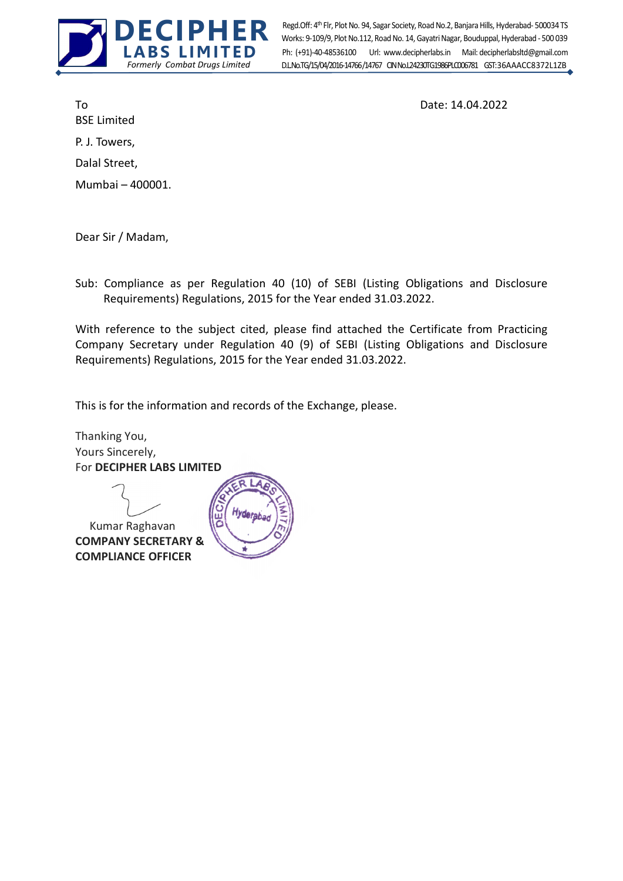**DECIPHER LABS LIMITED**
*Formerly Combat Drugs Limited*

Regd.Off: 4th Flr, Plot No. 94, Sagar Society, Road No.2, Banjara Hills, Hyderabad- 500034 TS
Works: 9-109/9, Plot No.112, Road No. 14, Gayatri Nagar, Bouduppal, Hyderabad - 500 039
Ph: (+91)-40-48536100 Url: www.decipherlabs.in Mail: decipherlabsltd@gmail.com
D.L.No.TG/15/04/2016-14766/14767 CIN No.L24230TG1986PLC006781 GST:36AAACC8372L1ZB

To
BSE Limited
P. J. Towers,
Dalal Street,
Mumbai – 400001.

Date: 14.04.2022

Dear Sir / Madam,

Sub: Compliance as per Regulation 40 (10) of SEBI (Listing Obligations and Disclosure Requirements) Regulations, 2015 for the Year ended 31.03.2022.

With reference to the subject cited, please find attached the Certificate from Practicing Company Secretary under Regulation 40 (9) of SEBI (Listing Obligations and Disclosure Requirements) Regulations, 2015 for the Year ended 31.03.2022.

This is for the information and records of the Exchange, please.

Thanking You,
Yours Sincerely,
For **DECIPHER LABS LIMITED**

Kumar Raghavan
**COMPANY SECRETARY & COMPLIANCE OFFICER**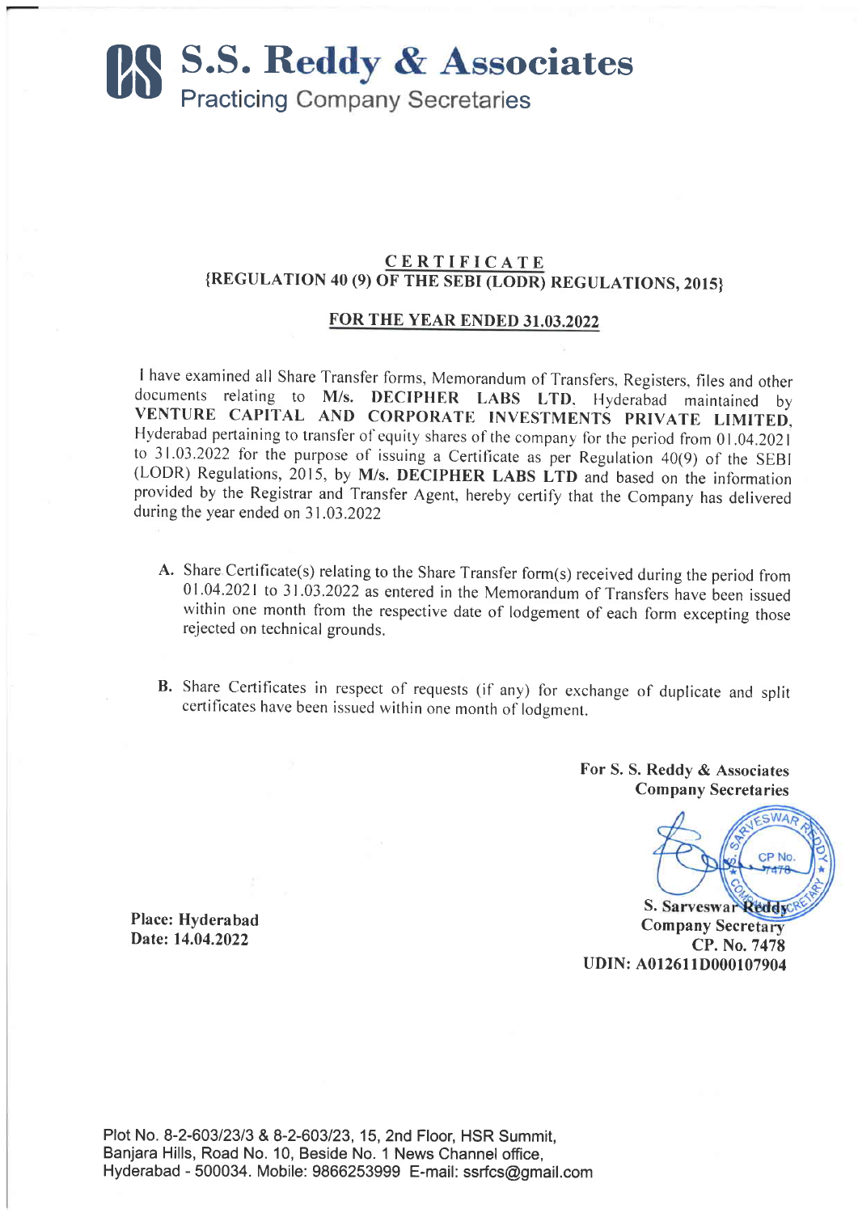# S.S. Reddy & Associates

Practicing Company Secretaries

## CERTIFICATE

### {REGULATION 40 (9) OF THE SEBI (LODR) REGULATIONS, 2015}

### FOR THE YEAR ENDED 31.03.2022

I have examined all Share Transfer forms, Memorandum of Transfers, Registers, files and other documents relating to **M/s. DECIPHER LABS LTD**, Hyderabad maintained by **VENTURE CAPITAL AND CORPORATE INVESTMENTS PRIVATE LIMITED**, Hyderabad pertaining to transfer of equity shares of the company for the period from 01.04.2021 to 31.03.2022 for the purpose of issuing a Certificate as per Regulation 40(9) of the SEBI (LODR) Regulations, 2015, by **M/s. DECIPHER LABS LTD** and based on the information provided by the Registrar and Transfer Agent, hereby certify that the Company has delivered during the year ended on 31.03.2022

A. Share Certificate(s) relating to the Share Transfer form(s) received during the period from 01.04.2021 to 31.03.2022 as entered in the Memorandum of Transfers have been issued within one month from the respective date of lodgement of each form excepting those rejected on technical grounds.

B. Share Certificates in respect of requests (if any) for exchange of duplicate and split certificates have been issued within one month of lodgment.

**For S. S. Reddy & Associates**
**Company Secretaries**

**S. Sarveswar Reddy**
**Company Secretary**
**CP. No. 7478**
**UDIN: A012611D000107904**

**Place: Hyderabad**
**Date: 14.04.2022**

Plot No. 8-2-603/23/3 & 8-2-603/23, 15, 2nd Floor, HSR Summit, Banjara Hills, Road No. 10, Beside No. 1 News Channel office, Hyderabad - 500034. Mobile: 9866253999 E-mail: ssrfcs@gmail.com